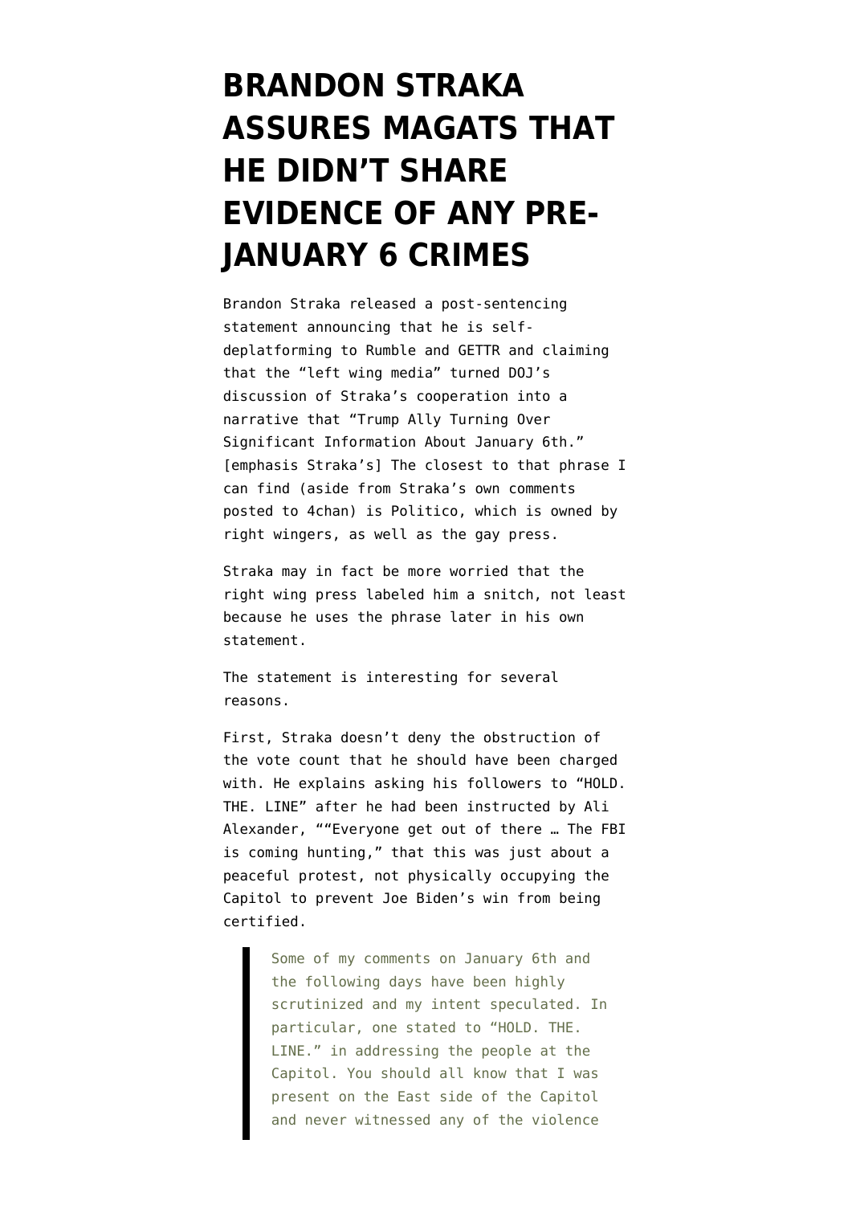# BRANDON STRAKA ASSURES MAGATS THAT HE DIDN'T SHARE EVIDENCE OF ANY PRE-JANUARY 6 CRIMES

Brandon Straka released a post-sentencing statement announcing that he is self-deplatforming to Rumble and GETTR and claiming that the "left wing media" turned DOJ's discussion of Straka's cooperation into a narrative that "Trump Ally Turning Over Significant Information About January 6th." [emphasis Straka's] The closest to that phrase I can find (aside from Straka's own comments posted to 4chan) is Politico, which is owned by right wingers, as well as the gay press.

Straka may in fact be more worried that the right wing press labeled him a snitch, not least because he uses the phrase later in his own statement.

The statement is interesting for several reasons.

First, Straka doesn't deny the obstruction of the vote count that he should have been charged with. He explains asking his followers to "HOLD. THE. LINE" after he had been instructed by Ali Alexander, ""Everyone get out of there … The FBI is coming hunting," that this was just about a peaceful protest, not physically occupying the Capitol to prevent Joe Biden's win from being certified.

> Some of my comments on January 6th and the following days have been highly scrutinized and my intent speculated. In particular, one stated to "HOLD. THE. LINE." in addressing the people at the Capitol. You should all know that I was present on the East side of the Capitol and never witnessed any of the violence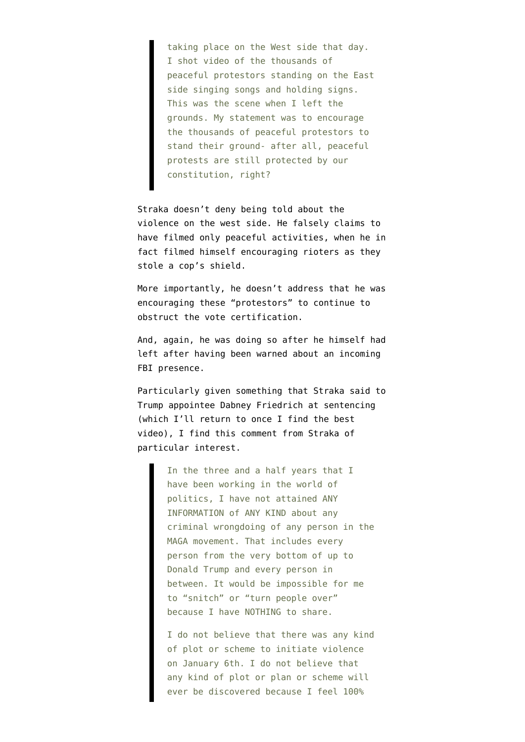> taking place on the West side that day. I shot video of the thousands of peaceful protestors standing on the East side singing songs and holding signs. This was the scene when I left the grounds. My statement was to encourage the thousands of peaceful protestors to stand their ground- after all, peaceful protests are still protected by our constitution, right?

Straka doesn't deny being told about the violence on the west side. He falsely claims to have filmed only peaceful activities, when he in fact filmed himself encouraging rioters as they stole a cop's shield.

More importantly, he doesn't address that he was encouraging these "protestors" to continue to obstruct the vote certification.

And, again, he was doing so after he himself had left after having been warned about an incoming FBI presence.

Particularly given something that Straka said to Trump appointee Dabney Friedrich at sentencing (which I'll return to once I find the best video), I find this comment from Straka of particular interest.

> In the three and a half years that I have been working in the world of politics, I have not attained ANY INFORMATION of ANY KIND about any criminal wrongdoing of any person in the MAGA movement. That includes every person from the very bottom of up to Donald Trump and every person in between. It would be impossible for me to "snitch" or "turn people over" because I have NOTHING to share.
>
> I do not believe that there was any kind of plot or scheme to initiate violence on January 6th. I do not believe that any kind of plot or plan or scheme will ever be discovered because I feel 100%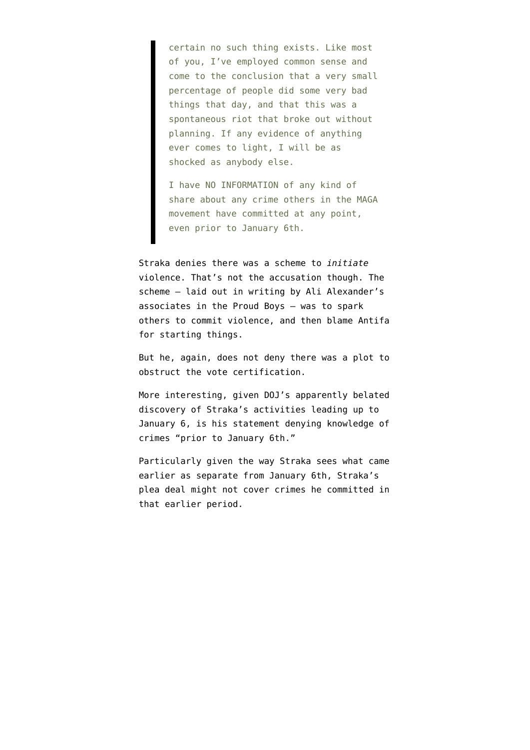> certain no such thing exists. Like most of you, I've employed common sense and come to the conclusion that a very small percentage of people did some very bad things that day, and that this was a spontaneous riot that broke out without planning. If any evidence of anything ever comes to light, I will be as shocked as anybody else.
>
> I have NO INFORMATION of any kind of share about any crime others in the MAGA movement have committed at any point, even prior to January 6th.

Straka denies there was a scheme to *initiate* violence. That's not the accusation though. The scheme — laid out in writing by Ali Alexander's associates in the Proud Boys — was to spark others to commit violence, and then blame Antifa for starting things.

But he, again, does not deny there was a plot to obstruct the vote certification.

More interesting, given DOJ's apparently belated discovery of Straka's activities leading up to January 6, is his statement denying knowledge of crimes "prior to January 6th."

Particularly given the way Straka sees what came earlier as separate from January 6th, Straka's plea deal might not cover crimes he committed in that earlier period.